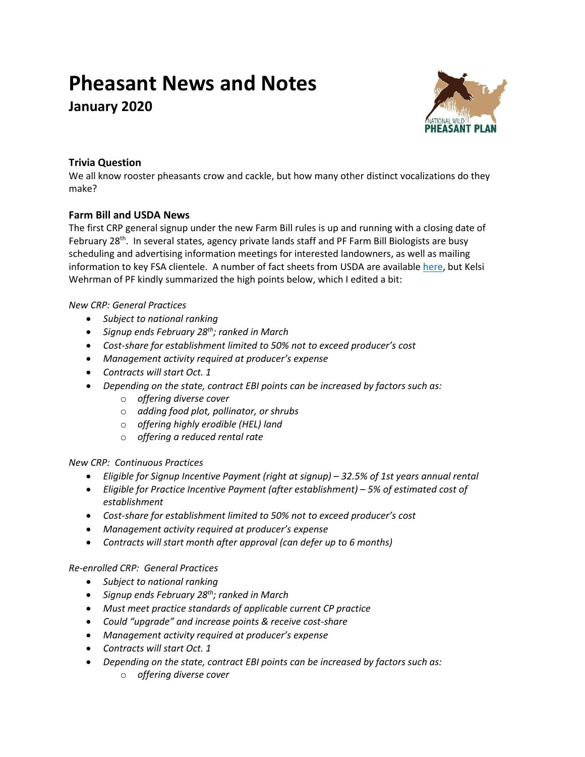# Pheasant News and Notes

## January 2020

### Trivia Question

We all know rooster pheasants crow and cackle, but how many other distinct vocalizations do they make?

### Farm Bill and USDA News

The first CRP general signup under the new Farm Bill rules is up and running with a closing date of February 28th. In several states, agency private lands staff and PF Farm Bill Biologists are busy scheduling and advertising information meetings for interested landowners, as well as mailing information to key FSA clientele. A number of fact sheets from USDA are available here, but Kelsi Wehrman of PF kindly summarized the high points below, which I edited a bit:

*New CRP: General Practices*

- *Subject to national ranking*
- *Signup ends February 28th; ranked in March*
- *Cost-share for establishment limited to 50% not to exceed producer's cost*
- *Management activity required at producer's expense*
- *Contracts will start Oct. 1*
- *Depending on the state, contract EBI points can be increased by factors such as:*
    - *offering diverse cover*
    - *adding food plot, pollinator, or shrubs*
    - *offering highly erodible (HEL) land*
    - *offering a reduced rental rate*

*New CRP: Continuous Practices*

- *Eligible for Signup Incentive Payment (right at signup) – 32.5% of 1st years annual rental*
- *Eligible for Practice Incentive Payment (after establishment) – 5% of estimated cost of establishment*
- *Cost-share for establishment limited to 50% not to exceed producer's cost*
- *Management activity required at producer's expense*
- *Contracts will start month after approval (can defer up to 6 months)*

*Re-enrolled CRP: General Practices*

- *Subject to national ranking*
- *Signup ends February 28th; ranked in March*
- *Must meet practice standards of applicable current CP practice*
- *Could "upgrade" and increase points & receive cost-share*
- *Management activity required at producer's expense*
- *Contracts will start Oct. 1*
- *Depending on the state, contract EBI points can be increased by factors such as:*
    - *offering diverse cover*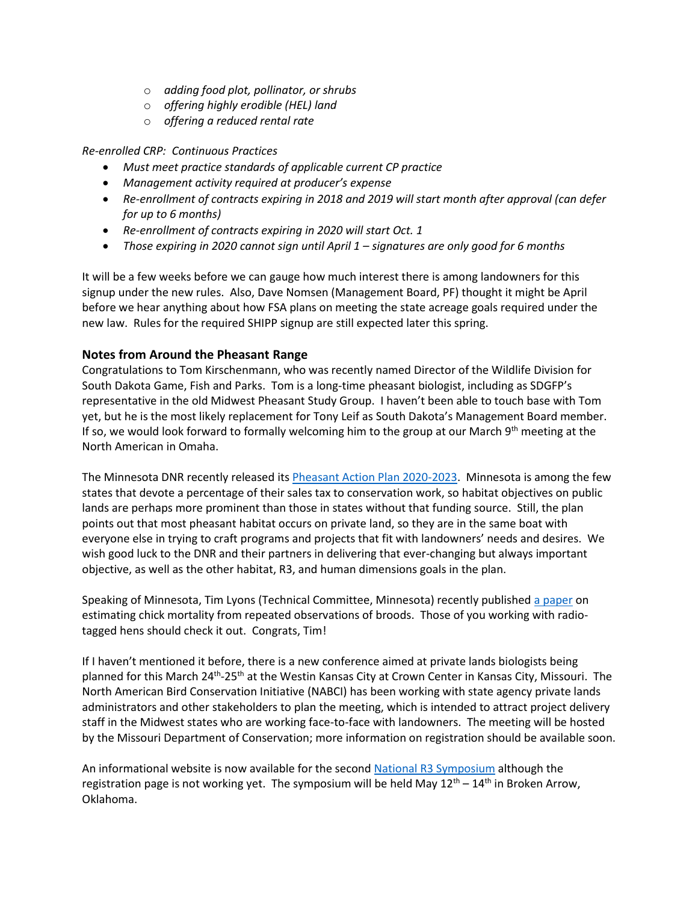- *adding food plot, pollinator, or shrubs*
- *offering highly erodible (HEL) land*
- *offering a reduced rental rate*

*Re-enrolled CRP: Continuous Practices*

- *Must meet practice standards of applicable current CP practice*
- *Management activity required at producer's expense*
- *Re-enrollment of contracts expiring in 2018 and 2019 will start month after approval (can defer for up to 6 months)*
- *Re-enrollment of contracts expiring in 2020 will start Oct. 1*
- *Those expiring in 2020 cannot sign until April 1 – signatures are only good for 6 months*

It will be a few weeks before we can gauge how much interest there is among landowners for this signup under the new rules. Also, Dave Nomsen (Management Board, PF) thought it might be April before we hear anything about how FSA plans on meeting the state acreage goals required under the new law. Rules for the required SHIPP signup are still expected later this spring.

### Notes from Around the Pheasant Range

Congratulations to Tom Kirschenmann, who was recently named Director of the Wildlife Division for South Dakota Game, Fish and Parks. Tom is a long-time pheasant biologist, including as SDGFP's representative in the old Midwest Pheasant Study Group. I haven't been able to touch base with Tom yet, but he is the most likely replacement for Tony Leif as South Dakota's Management Board member. If so, we would look forward to formally welcoming him to the group at our March 9th meeting at the North American in Omaha.

The Minnesota DNR recently released its Pheasant Action Plan 2020-2023. Minnesota is among the few states that devote a percentage of their sales tax to conservation work, so habitat objectives on public lands are perhaps more prominent than those in states without that funding source. Still, the plan points out that most pheasant habitat occurs on private land, so they are in the same boat with everyone else in trying to craft programs and projects that fit with landowners' needs and desires. We wish good luck to the DNR and their partners in delivering that ever-changing but always important objective, as well as the other habitat, R3, and human dimensions goals in the plan.

Speaking of Minnesota, Tim Lyons (Technical Committee, Minnesota) recently published a paper on estimating chick mortality from repeated observations of broods. Those of you working with radio-tagged hens should check it out. Congrats, Tim!

If I haven't mentioned it before, there is a new conference aimed at private lands biologists being planned for this March 24th-25th at the Westin Kansas City at Crown Center in Kansas City, Missouri. The North American Bird Conservation Initiative (NABCI) has been working with state agency private lands administrators and other stakeholders to plan the meeting, which is intended to attract project delivery staff in the Midwest states who are working face-to-face with landowners. The meeting will be hosted by the Missouri Department of Conservation; more information on registration should be available soon.

An informational website is now available for the second National R3 Symposium although the registration page is not working yet. The symposium will be held May 12th – 14th in Broken Arrow, Oklahoma.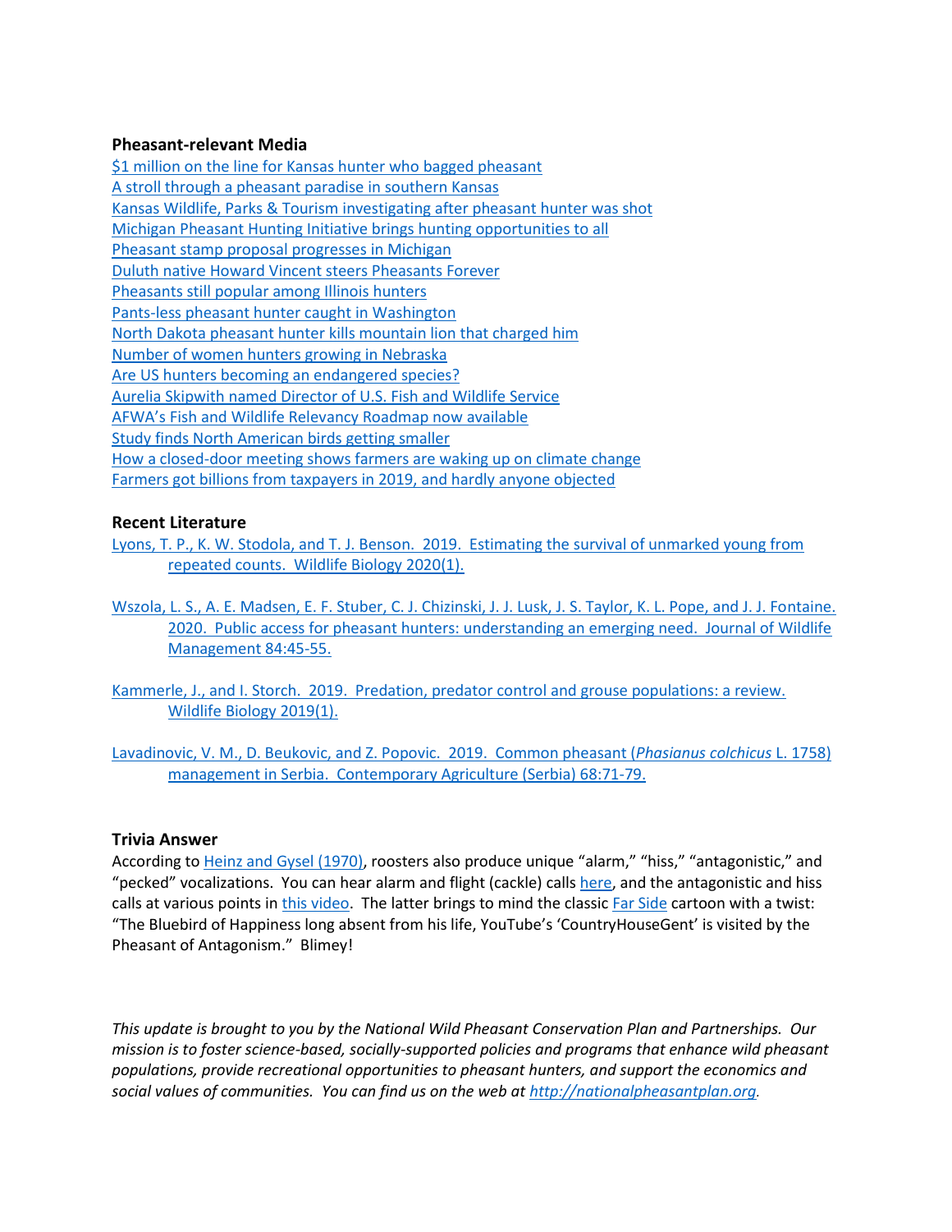**Pheasant-relevant Media**

$1 million on the line for Kansas hunter who bagged pheasant
A stroll through a pheasant paradise in southern Kansas
Kansas Wildlife, Parks & Tourism investigating after pheasant hunter was shot
Michigan Pheasant Hunting Initiative brings hunting opportunities to all
Pheasant stamp proposal progresses in Michigan
Duluth native Howard Vincent steers Pheasants Forever
Pheasants still popular among Illinois hunters
Pants-less pheasant hunter caught in Washington
North Dakota pheasant hunter kills mountain lion that charged him
Number of women hunters growing in Nebraska
Are US hunters becoming an endangered species?
Aurelia Skipwith named Director of U.S. Fish and Wildlife Service
AFWA's Fish and Wildlife Relevancy Roadmap now available
Study finds North American birds getting smaller
How a closed-door meeting shows farmers are waking up on climate change
Farmers got billions from taxpayers in 2019, and hardly anyone objected

**Recent Literature**

Lyons, T. P., K. W. Stodola, and T. J. Benson. 2019. Estimating the survival of unmarked young from repeated counts. Wildlife Biology 2020(1).

Wszola, L. S., A. E. Madsen, E. F. Stuber, C. J. Chizinski, J. J. Lusk, J. S. Taylor, K. L. Pope, and J. J. Fontaine. 2020. Public access for pheasant hunters: understanding an emerging need. Journal of Wildlife Management 84:45-55.

Kammerle, J., and I. Storch. 2019. Predation, predator control and grouse populations: a review. Wildlife Biology 2019(1).

Lavadinovic, V. M., D. Beukovic, and Z. Popovic. 2019. Common pheasant (*Phasianus colchicus* L. 1758) management in Serbia. Contemporary Agriculture (Serbia) 68:71-79.

**Trivia Answer**

According to Heinz and Gysel (1970), roosters also produce unique "alarm," "hiss," "antagonistic," and "pecked" vocalizations. You can hear alarm and flight (cackle) calls here, and the antagonistic and hiss calls at various points in this video. The latter brings to mind the classic Far Side cartoon with a twist: "The Bluebird of Happiness long absent from his life, YouTube's 'CountryHouseGent' is visited by the Pheasant of Antagonism." Blimey!

*This update is brought to you by the National Wild Pheasant Conservation Plan and Partnerships. Our mission is to foster science-based, socially-supported policies and programs that enhance wild pheasant populations, provide recreational opportunities to pheasant hunters, and support the economics and social values of communities. You can find us on the web at http://nationalpheasantplan.org.*